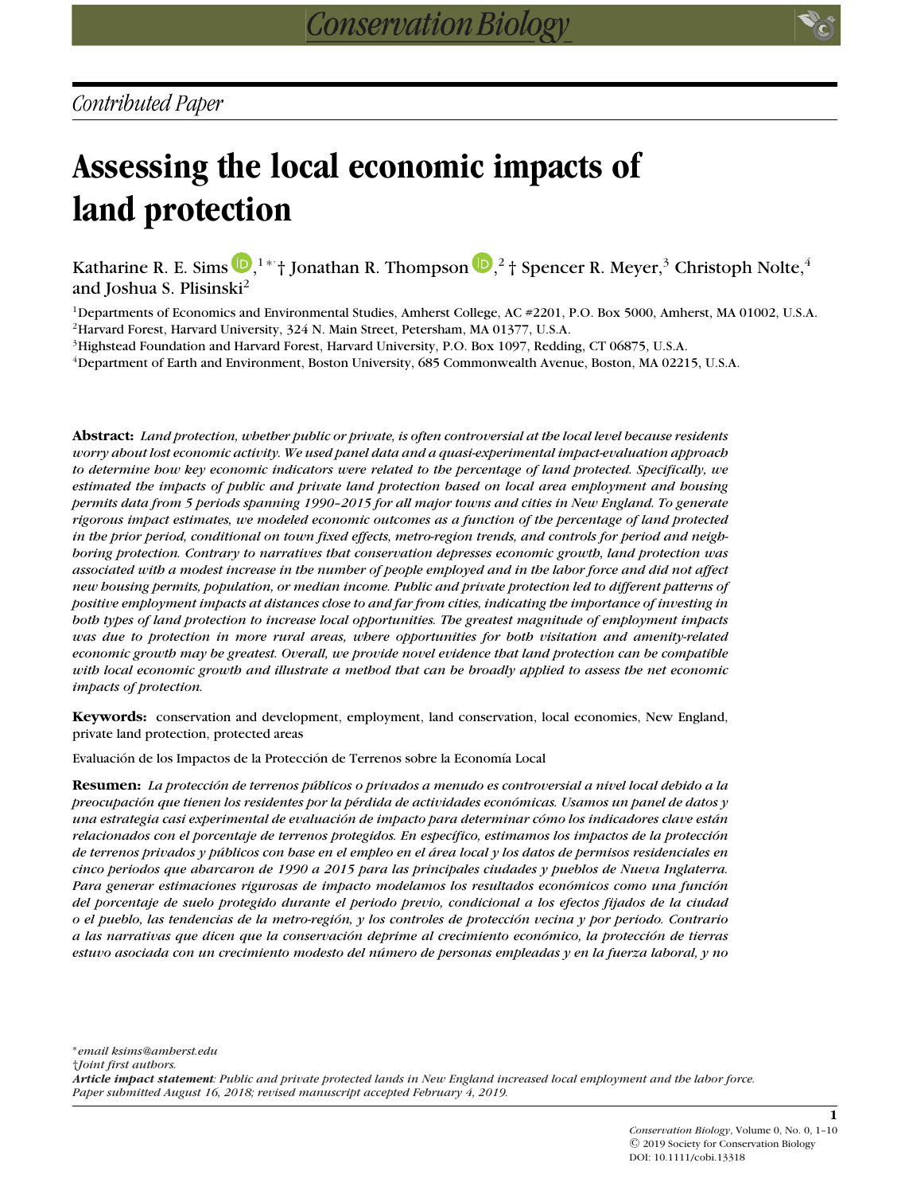*Contributed Paper*

# Assessing the local economic impacts of land protection

Katharine R. E. Sims[1]*† Jonathan R. Thompson[2]† Spencer R. Meyer,[3] Christoph Nolte,[4] and Joshua S. Plisinski[2]

[1]Departments of Economics and Environmental Studies, Amherst College, AC #2201, P.O. Box 5000, Amherst, MA 01002, U.S.A.
[2]Harvard Forest, Harvard University, 324 N. Main Street, Petersham, MA 01377, U.S.A.
[3]Highstead Foundation and Harvard Forest, Harvard University, P.O. Box 1097, Redding, CT 06875, U.S.A.
[4]Department of Earth and Environment, Boston University, 685 Commonwealth Avenue, Boston, MA 02215, U.S.A.

**Abstract:** *Land protection, whether public or private, is often controversial at the local level because residents worry about lost economic activity. We used panel data and a quasi-experimental impact-evaluation approach to determine how key economic indicators were related to the percentage of land protected. Specifically, we estimated the impacts of public and private land protection based on local area employment and housing permits data from 5 periods spanning 1990–2015 for all major towns and cities in New England. To generate rigorous impact estimates, we modeled economic outcomes as a function of the percentage of land protected in the prior period, conditional on town fixed effects, metro-region trends, and controls for period and neighboring protection. Contrary to narratives that conservation depresses economic growth, land protection was associated with a modest increase in the number of people employed and in the labor force and did not affect new housing permits, population, or median income. Public and private protection led to different patterns of positive employment impacts at distances close to and far from cities, indicating the importance of investing in both types of land protection to increase local opportunities. The greatest magnitude of employment impacts was due to protection in more rural areas, where opportunities for both visitation and amenity-related economic growth may be greatest. Overall, we provide novel evidence that land protection can be compatible with local economic growth and illustrate a method that can be broadly applied to assess the net economic impacts of protection.*

**Keywords:** conservation and development, employment, land conservation, local economies, New England, private land protection, protected areas

Evaluación de los Impactos de la Protección de Terrenos sobre la Economía Local

**Resumen:** *La protección de terrenos públicos o privados a menudo es controversial a nivel local debido a la preocupación que tienen los residentes por la pérdida de actividades económicas. Usamos un panel de datos y una estrategia casi experimental de evaluación de impacto para determinar cómo los indicadores clave están relacionados con el porcentaje de terrenos protegidos. En específico, estimamos los impactos de la protección de terrenos privados y públicos con base en el empleo en el área local y los datos de permisos residenciales en cinco periodos que abarcaron de 1990 a 2015 para las principales ciudades y pueblos de Nueva Inglaterra. Para generar estimaciones rigurosas de impacto modelamos los resultados económicos como una función del porcentaje de suelo protegido durante el periodo previo, condicional a los efectos fijados de la ciudad o el pueblo, las tendencias de la metro-región, y los controles de protección vecina y por periodo. Contrario a las narrativas que dicen que la conservación deprime al crecimiento económico, la protección de tierras estuvo asociada con un crecimiento modesto del número de personas empleadas y en la fuerza laboral, y no*

*email ksims@amherst.edu
†Joint first authors.
***Article impact statement***: *Public and private protected lands in New England increased local employment and the labor force.*
*Paper submitted August 16, 2018; revised manuscript accepted February 4, 2019.*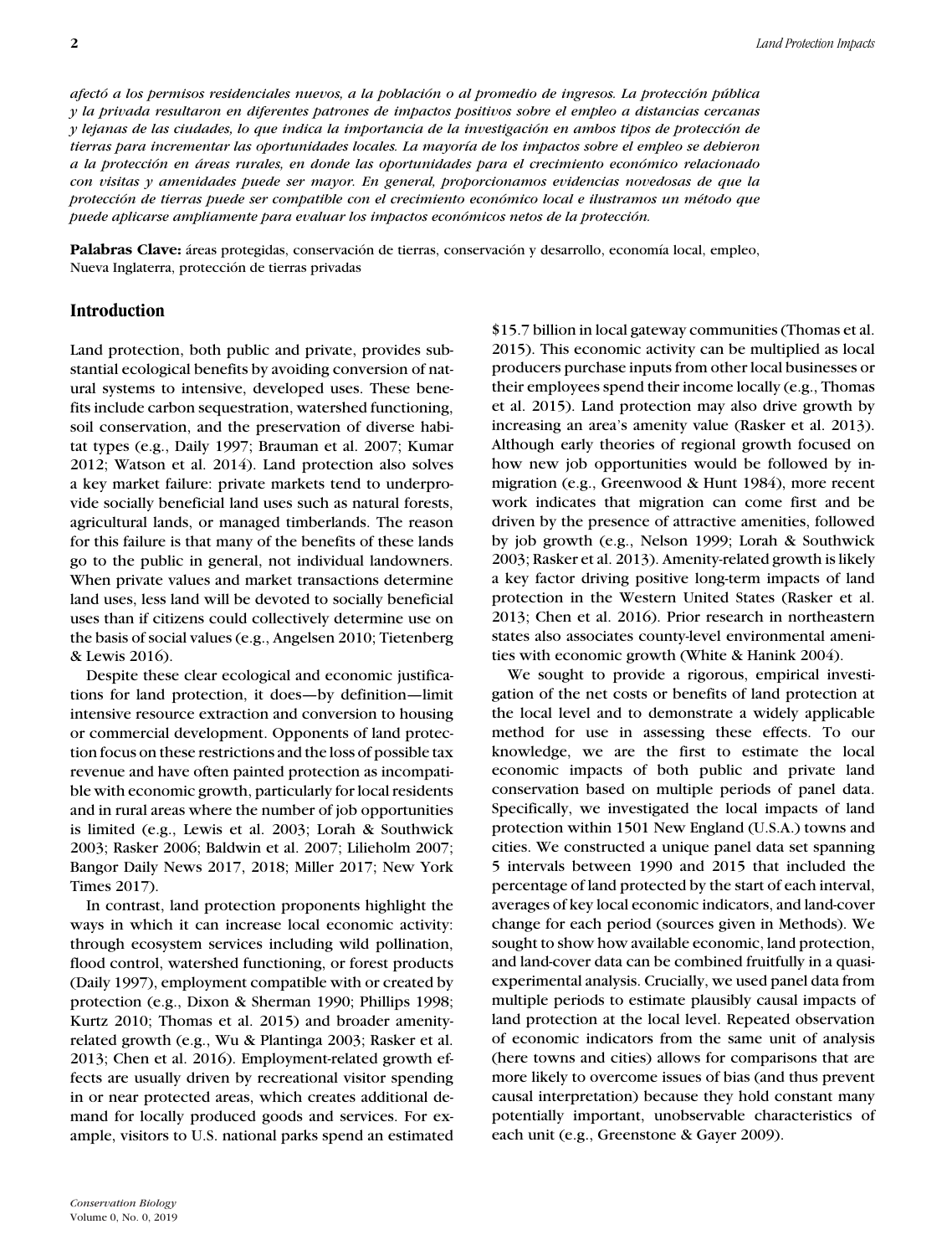*afectó a los permisos residenciales nuevos, a la población o al promedio de ingresos. La protección pública y la privada resultaron en diferentes patrones de impactos positivos sobre el empleo a distancias cercanas y lejanas de las ciudades, lo que indica la importancia de la investigación en ambos tipos de protección de tierras para incrementar las oportunidades locales. La mayoría de los impactos sobre el empleo se debieron a la protección en áreas rurales, en donde las oportunidades para el crecimiento económico relacionado con visitas y amenidades puede ser mayor. En general, proporcionamos evidencias novedosas de que la protección de tierras puede ser compatible con el crecimiento económico local e ilustramos un método que puede aplicarse ampliamente para evaluar los impactos económicos netos de la protección.*

**Palabras Clave:** áreas protegidas, conservación de tierras, conservación y desarrollo, economía local, empleo, Nueva Inglaterra, protección de tierras privadas

## Introduction

Land protection, both public and private, provides substantial ecological benefits by avoiding conversion of natural systems to intensive, developed uses. These benefits include carbon sequestration, watershed functioning, soil conservation, and the preservation of diverse habitat types (e.g., Daily 1997; Brauman et al. 2007; Kumar 2012; Watson et al. 2014). Land protection also solves a key market failure: private markets tend to underprovide socially beneficial land uses such as natural forests, agricultural lands, or managed timberlands. The reason for this failure is that many of the benefits of these lands go to the public in general, not individual landowners. When private values and market transactions determine land uses, less land will be devoted to socially beneficial uses than if citizens could collectively determine use on the basis of social values (e.g., Angelsen 2010; Tietenberg & Lewis 2016).

Despite these clear ecological and economic justifications for land protection, it does—by definition—limit intensive resource extraction and conversion to housing or commercial development. Opponents of land protection focus on these restrictions and the loss of possible tax revenue and have often painted protection as incompatible with economic growth, particularly for local residents and in rural areas where the number of job opportunities is limited (e.g., Lewis et al. 2003; Lorah & Southwick 2003; Rasker 2006; Baldwin et al. 2007; Lilieholm 2007; Bangor Daily News 2017, 2018; Miller 2017; New York Times 2017).

In contrast, land protection proponents highlight the ways in which it can increase local economic activity: through ecosystem services including wild pollination, flood control, watershed functioning, or forest products (Daily 1997), employment compatible with or created by protection (e.g., Dixon & Sherman 1990; Phillips 1998; Kurtz 2010; Thomas et al. 2015) and broader amenity-related growth (e.g., Wu & Plantinga 2003; Rasker et al. 2013; Chen et al. 2016). Employment-related growth effects are usually driven by recreational visitor spending in or near protected areas, which creates additional demand for locally produced goods and services. For example, visitors to U.S. national parks spend an estimated \$15.7 billion in local gateway communities (Thomas et al. 2015). This economic activity can be multiplied as local producers purchase inputs from other local businesses or their employees spend their income locally (e.g., Thomas et al. 2015). Land protection may also drive growth by increasing an area's amenity value (Rasker et al. 2013). Although early theories of regional growth focused on how new job opportunities would be followed by in-migration (e.g., Greenwood & Hunt 1984), more recent work indicates that migration can come first and be driven by the presence of attractive amenities, followed by job growth (e.g., Nelson 1999; Lorah & Southwick 2003; Rasker et al. 2013). Amenity-related growth is likely a key factor driving positive long-term impacts of land protection in the Western United States (Rasker et al. 2013; Chen et al. 2016). Prior research in northeastern states also associates county-level environmental amenities with economic growth (White & Hanink 2004).

We sought to provide a rigorous, empirical investigation of the net costs or benefits of land protection at the local level and to demonstrate a widely applicable method for use in assessing these effects. To our knowledge, we are the first to estimate the local economic impacts of both public and private land conservation based on multiple periods of panel data. Specifically, we investigated the local impacts of land protection within 1501 New England (U.S.A.) towns and cities. We constructed a unique panel data set spanning 5 intervals between 1990 and 2015 that included the percentage of land protected by the start of each interval, averages of key local economic indicators, and land-cover change for each period (sources given in Methods). We sought to show how available economic, land protection, and land-cover data can be combined fruitfully in a quasi-experimental analysis. Crucially, we used panel data from multiple periods to estimate plausibly causal impacts of land protection at the local level. Repeated observation of economic indicators from the same unit of analysis (here towns and cities) allows for comparisons that are more likely to overcome issues of bias (and thus prevent causal interpretation) because they hold constant many potentially important, unobservable characteristics of each unit (e.g., Greenstone & Gayer 2009).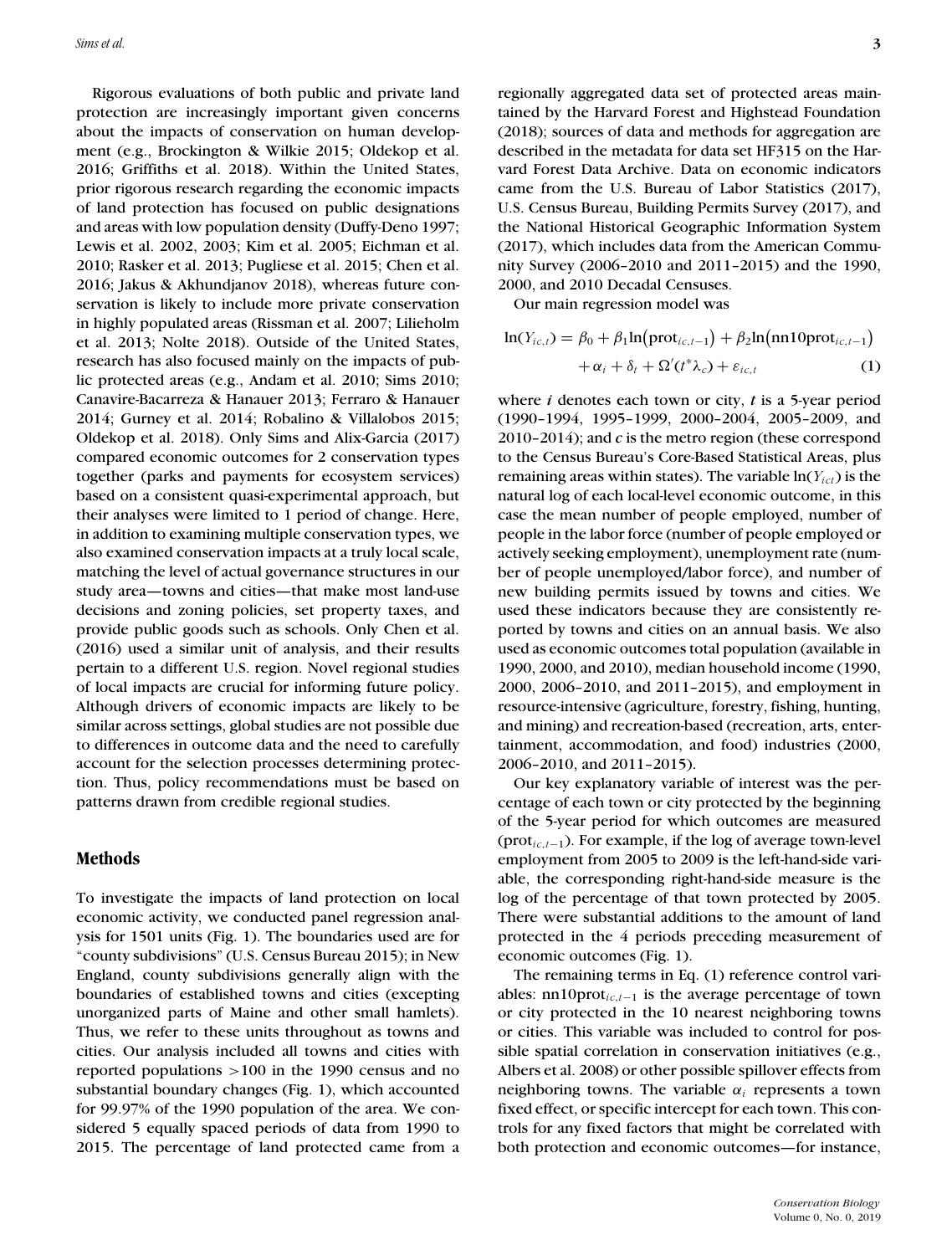Rigorous evaluations of both public and private land protection are increasingly important given concerns about the impacts of conservation on human development (e.g., Brockington & Wilkie 2015; Oldekop et al. 2016; Griffiths et al. 2018). Within the United States, prior rigorous research regarding the economic impacts of land protection has focused on public designations and areas with low population density (Duffy-Deno 1997; Lewis et al. 2002, 2003; Kim et al. 2005; Eichman et al. 2010; Rasker et al. 2013; Pugliese et al. 2015; Chen et al. 2016; Jakus & Akhundjanov 2018), whereas future conservation is likely to include more private conservation in highly populated areas (Rissman et al. 2007; Lilieholm et al. 2013; Nolte 2018). Outside of the United States, research has also focused mainly on the impacts of public protected areas (e.g., Andam et al. 2010; Sims 2010; Canavire-Bacarreza & Hanauer 2013; Ferraro & Hanauer 2014; Gurney et al. 2014; Robalino & Villalobos 2015; Oldekop et al. 2018). Only Sims and Alix-Garcia (2017) compared economic outcomes for 2 conservation types together (parks and payments for ecosystem services) based on a consistent quasi-experimental approach, but their analyses were limited to 1 period of change. Here, in addition to examining multiple conservation types, we also examined conservation impacts at a truly local scale, matching the level of actual governance structures in our study area—towns and cities—that make most land-use decisions and zoning policies, set property taxes, and provide public goods such as schools. Only Chen et al. (2016) used a similar unit of analysis, and their results pertain to a different U.S. region. Novel regional studies of local impacts are crucial for informing future policy. Although drivers of economic impacts are likely to be similar across settings, global studies are not possible due to differences in outcome data and the need to carefully account for the selection processes determining protection. Thus, policy recommendations must be based on patterns drawn from credible regional studies.

## Methods

To investigate the impacts of land protection on local economic activity, we conducted panel regression analysis for 1501 units (Fig. 1). The boundaries used are for "county subdivisions" (U.S. Census Bureau 2015); in New England, county subdivisions generally align with the boundaries of established towns and cities (excepting unorganized parts of Maine and other small hamlets). Thus, we refer to these units throughout as towns and cities. Our analysis included all towns and cities with reported populations >100 in the 1990 census and no substantial boundary changes (Fig. 1), which accounted for 99.97% of the 1990 population of the area. We considered 5 equally spaced periods of data from 1990 to 2015. The percentage of land protected came from a regionally aggregated data set of protected areas maintained by the Harvard Forest and Highstead Foundation (2018); sources of data and methods for aggregation are described in the metadata for data set HF315 on the Harvard Forest Data Archive. Data on economic indicators came from the U.S. Bureau of Labor Statistics (2017), U.S. Census Bureau, Building Permits Survey (2017), and the National Historical Geographic Information System (2017), which includes data from the American Community Survey (2006–2010 and 2011–2015) and the 1990, 2000, and 2010 Decadal Censuses.

Our main regression model was

$$\ln(Y_{ic,t}) = \beta_0 + \beta_1 \ln(\text{prot}_{ic,t-1}) + \beta_2 \ln(\text{nn10prot}_{ic,t-1}) + \alpha_i + \delta_t + \Omega'(t^*\lambda_c) + \varepsilon_{ic,t} \quad (1)$$

where $i$ denotes each town or city, $t$ is a 5-year period (1990–1994, 1995–1999, 2000–2004, 2005–2009, and 2010–2014); and $c$ is the metro region (these correspond to the Census Bureau's Core-Based Statistical Areas, plus remaining areas within states). The variable $\ln(Y_{ict})$ is the natural log of each local-level economic outcome, in this case the mean number of people employed, number of people in the labor force (number of people employed or actively seeking employment), unemployment rate (number of people unemployed/labor force), and number of new building permits issued by towns and cities. We used these indicators because they are consistently reported by towns and cities on an annual basis. We also used as economic outcomes total population (available in 1990, 2000, and 2010), median household income (1990, 2000, 2006–2010, and 2011–2015), and employment in resource-intensive (agriculture, forestry, fishing, hunting, and mining) and recreation-based (recreation, arts, entertainment, accommodation, and food) industries (2000, 2006–2010, and 2011–2015).

Our key explanatory variable of interest was the percentage of each town or city protected by the beginning of the 5-year period for which outcomes are measured ($\text{prot}_{ic,t-1}$). For example, if the log of average town-level employment from 2005 to 2009 is the left-hand-side variable, the corresponding right-hand-side measure is the log of the percentage of that town protected by 2005. There were substantial additions to the amount of land protected in the 4 periods preceding measurement of economic outcomes (Fig. 1).

The remaining terms in Eq. (1) reference control variables: $\text{nn10prot}_{ic,t-1}$ is the average percentage of town or city protected in the 10 nearest neighboring towns or cities. This variable was included to control for possible spatial correlation in conservation initiatives (e.g., Albers et al. 2008) or other possible spillover effects from neighboring towns. The variable $\alpha_i$ represents a town fixed effect, or specific intercept for each town. This controls for any fixed factors that might be correlated with both protection and economic outcomes—for instance,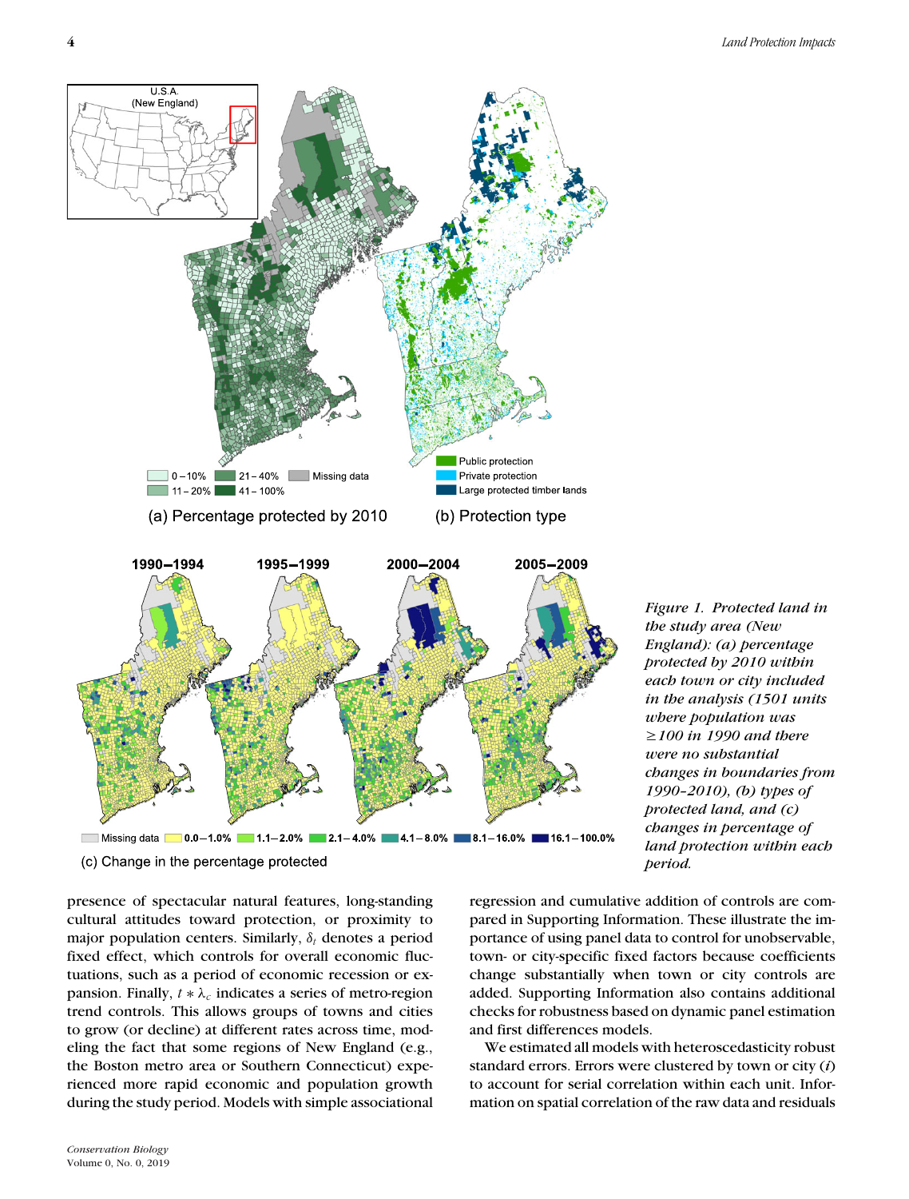*Figure 1. Protected land in the study area (New England): (a) percentage protected by 2010 within each town or city included in the analysis (1501 units where population was ≥100 in 1990 and there were no substantial changes in boundaries from 1990–2010), (b) types of protected land, and (c) changes in percentage of land protection within each period.*

presence of spectacular natural features, long-standing cultural attitudes toward protection, or proximity to major population centers. Similarly, $\delta_t$ denotes a period fixed effect, which controls for overall economic fluctuations, such as a period of economic recession or expansion. Finally, $t * \lambda_c$ indicates a series of metro-region trend controls. This allows groups of towns and cities to grow (or decline) at different rates across time, modeling the fact that some regions of New England (e.g., the Boston metro area or Southern Connecticut) experienced more rapid economic and population growth during the study period. Models with simple associational regression and cumulative addition of controls are compared in Supporting Information. These illustrate the importance of using panel data to control for unobservable, town- or city-specific fixed factors because coefficients change substantially when town or city controls are added. Supporting Information also contains additional checks for robustness based on dynamic panel estimation and first differences models.

We estimated all models with heteroscedasticity robust standard errors. Errors were clustered by town or city ($i$) to account for serial correlation within each unit. Information on spatial correlation of the raw data and residuals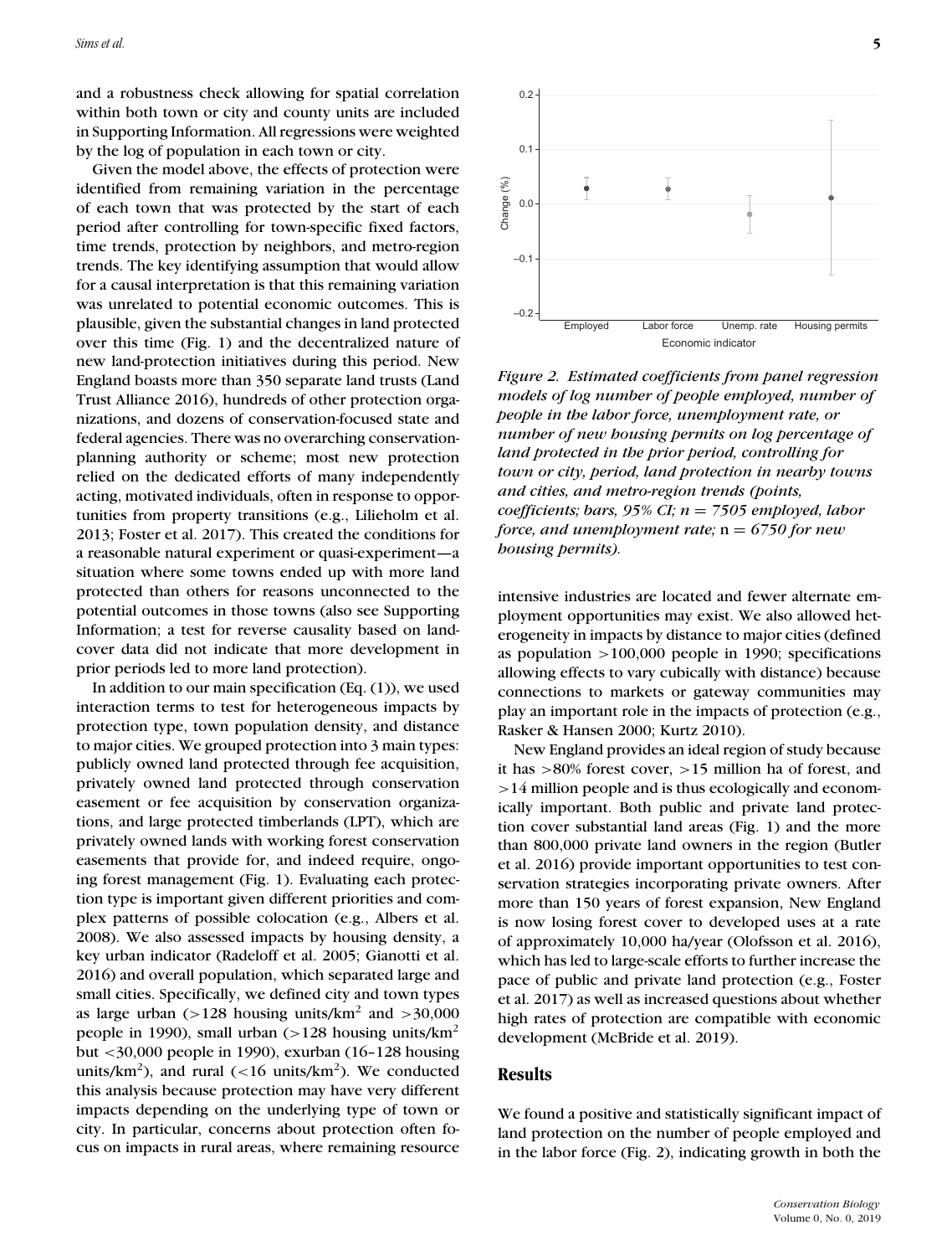and a robustness check allowing for spatial correlation within both town or city and county units are included in Supporting Information. All regressions were weighted by the log of population in each town or city.

Given the model above, the effects of protection were identified from remaining variation in the percentage of each town that was protected by the start of each period after controlling for town-specific fixed factors, time trends, protection by neighbors, and metro-region trends. The key identifying assumption that would allow for a causal interpretation is that this remaining variation was unrelated to potential economic outcomes. This is plausible, given the substantial changes in land protected over this time (Fig. 1) and the decentralized nature of new land-protection initiatives during this period. New England boasts more than 350 separate land trusts (Land Trust Alliance 2016), hundreds of other protection organizations, and dozens of conservation-focused state and federal agencies. There was no overarching conservation-planning authority or scheme; most new protection relied on the dedicated efforts of many independently acting, motivated individuals, often in response to opportunities from property transitions (e.g., Lilieholm et al. 2013; Foster et al. 2017). This created the conditions for a reasonable natural experiment or quasi-experiment—a situation where some towns ended up with more land protected than others for reasons unconnected to the potential outcomes in those towns (also see Supporting Information; a test for reverse causality based on land-cover data did not indicate that more development in prior periods led to more land protection).

In addition to our main specification (Eq. (1)), we used interaction terms to test for heterogeneous impacts by protection type, town population density, and distance to major cities. We grouped protection into 3 main types: publicly owned land protected through fee acquisition, privately owned land protected through conservation easement or fee acquisition by conservation organizations, and large protected timberlands (LPT), which are privately owned lands with working forest conservation easements that provide for, and indeed require, ongoing forest management (Fig. 1). Evaluating each protection type is important given different priorities and complex patterns of possible colocation (e.g., Albers et al. 2008). We also assessed impacts by housing density, a key urban indicator (Radeloff et al. 2005; Gianotti et al. 2016) and overall population, which separated large and small cities. Specifically, we defined city and town types as large urban (>128 housing units/km$^2$ and >30,000 people in 1990), small urban (>128 housing units/km$^2$ but <30,000 people in 1990), exurban (16–128 housing units/km$^2$), and rural (<16 units/km$^2$). We conducted this analysis because protection may have very different impacts depending on the underlying type of town or city. In particular, concerns about protection often focus on impacts in rural areas, where remaining resource intensive industries are located and fewer alternate employment opportunities may exist. We also allowed heterogeneity in impacts by distance to major cities (defined as population >100,000 people in 1990; specifications allowing effects to vary cubically with distance) because connections to markets or gateway communities may play an important role in the impacts of protection (e.g., Rasker & Hansen 2000; Kurtz 2010).

*Figure 2. Estimated coefficients from panel regression models of log number of people employed, number of people in the labor force, unemployment rate, or number of new housing permits on log percentage of land protected in the prior period, controlling for town or city, period, land protection in nearby towns and cities, and metro-region trends (points, coefficients; bars, 95% CI; n = 7505 employed, labor force, and unemployment rate;* n = 6750 *for new housing permits).*

New England provides an ideal region of study because it has >80% forest cover, >15 million ha of forest, and >14 million people and is thus ecologically and economically important. Both public and private land protection cover substantial land areas (Fig. 1) and the more than 800,000 private land owners in the region (Butler et al. 2016) provide important opportunities to test conservation strategies incorporating private owners. After more than 150 years of forest expansion, New England is now losing forest cover to developed uses at a rate of approximately 10,000 ha/year (Olofsson et al. 2016), which has led to large-scale efforts to further increase the pace of public and private land protection (e.g., Foster et al. 2017) as well as increased questions about whether high rates of protection are compatible with economic development (McBride et al. 2019).

## Results

We found a positive and statistically significant impact of land protection on the number of people employed and in the labor force (Fig. 2), indicating growth in both the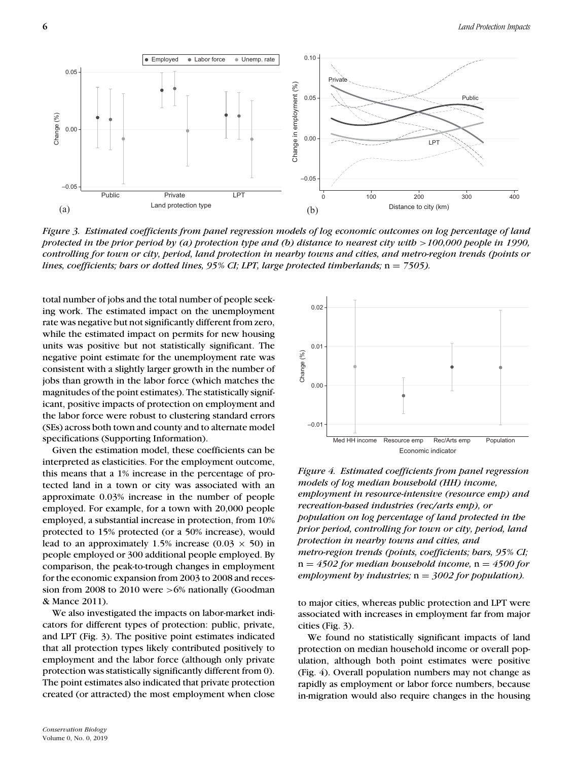*Figure 3. Estimated coefficients from panel regression models of log economic outcomes on log percentage of land protected in the prior period by (a) protection type and (b) distance to nearest city with >100,000 people in 1990, controlling for town or city, period, land protection in nearby towns and cities, and metro-region trends (points or lines, coefficients; bars or dotted lines, 95% CI; LPT, large protected timberlands;* $n = 7505$*).*

total number of jobs and the total number of people seeking work. The estimated impact on the unemployment rate was negative but not significantly different from zero, while the estimated impact on permits for new housing units was positive but not statistically significant. The negative point estimate for the unemployment rate was consistent with a slightly larger growth in the number of jobs than growth in the labor force (which matches the magnitudes of the point estimates). The statistically significant, positive impacts of protection on employment and the labor force were robust to clustering standard errors (SEs) across both town and county and to alternate model specifications (Supporting Information).

Given the estimation model, these coefficients can be interpreted as elasticities. For the employment outcome, this means that a 1% increase in the percentage of protected land in a town or city was associated with an approximate 0.03% increase in the number of people employed. For example, for a town with 20,000 people employed, a substantial increase in protection, from 10% protected to 15% protected (or a 50% increase), would lead to an approximately 1.5% increase ($0.03 \times 50$) in people employed or 300 additional people employed. By comparison, the peak-to-trough changes in employment for the economic expansion from 2003 to 2008 and recession from 2008 to 2010 were >6% nationally (Goodman & Mance 2011).

We also investigated the impacts on labor-market indicators for different types of protection: public, private, and LPT (Fig. 3). The positive point estimates indicated that all protection types likely contributed positively to employment and the labor force (although only private protection was statistically significantly different from 0). The point estimates also indicated that private protection created (or attracted) the most employment when close to major cities, whereas public protection and LPT were associated with increases in employment far from major cities (Fig. 3).

*Figure 4. Estimated coefficients from panel regression models of log median household (HH) income, employment in resource-intensive (resource emp) and recreation-based industries (rec/arts emp), or population on log percentage of land protected in the prior period, controlling for town or city, period, land protection in nearby towns and cities, and metro-region trends (points, coefficients; bars, 95% CI;* $n = 4502$ *for median household income,* $n = 4500$ *for employment by industries;* $n = 3002$ *for population).*

We found no statistically significant impacts of land protection on median household income or overall population, although both point estimates were positive (Fig. 4). Overall population numbers may not change as rapidly as employment or labor force numbers, because in-migration would also require changes in the housing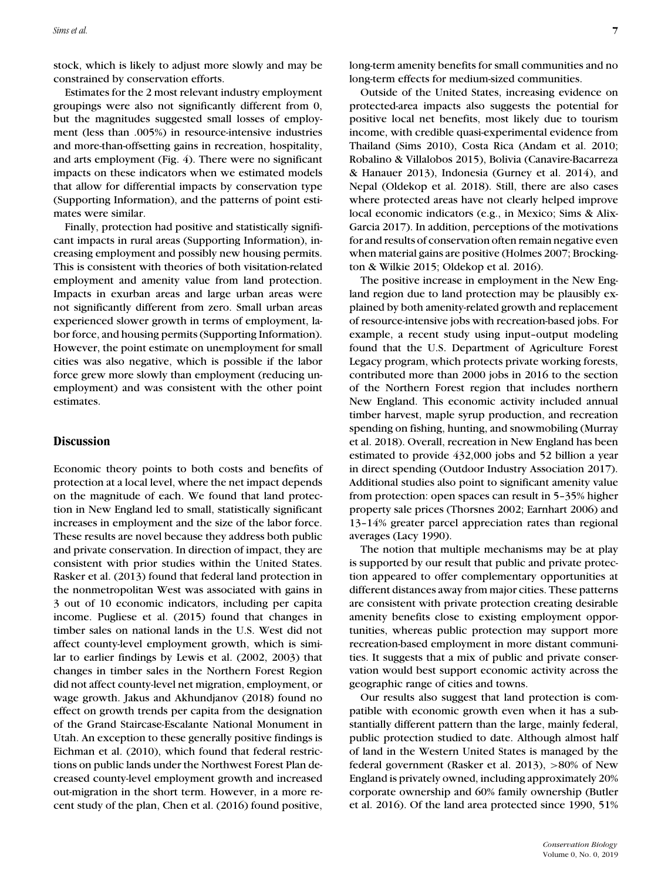stock, which is likely to adjust more slowly and may be constrained by conservation efforts.

Estimates for the 2 most relevant industry employment groupings were also not significantly different from 0, but the magnitudes suggested small losses of employment (less than .005%) in resource-intensive industries and more-than-offsetting gains in recreation, hospitality, and arts employment (Fig. 4). There were no significant impacts on these indicators when we estimated models that allow for differential impacts by conservation type (Supporting Information), and the patterns of point estimates were similar.

Finally, protection had positive and statistically significant impacts in rural areas (Supporting Information), increasing employment and possibly new housing permits. This is consistent with theories of both visitation-related employment and amenity value from land protection. Impacts in exurban areas and large urban areas were not significantly different from zero. Small urban areas experienced slower growth in terms of employment, labor force, and housing permits (Supporting Information). However, the point estimate on unemployment for small cities was also negative, which is possible if the labor force grew more slowly than employment (reducing unemployment) and was consistent with the other point estimates.

## Discussion

Economic theory points to both costs and benefits of protection at a local level, where the net impact depends on the magnitude of each. We found that land protection in New England led to small, statistically significant increases in employment and the size of the labor force. These results are novel because they address both public and private conservation. In direction of impact, they are consistent with prior studies within the United States. Rasker et al. (2013) found that federal land protection in the nonmetropolitan West was associated with gains in 3 out of 10 economic indicators, including per capita income. Pugliese et al. (2015) found that changes in timber sales on national lands in the U.S. West did not affect county-level employment growth, which is similar to earlier findings by Lewis et al. (2002, 2003) that changes in timber sales in the Northern Forest Region did not affect county-level net migration, employment, or wage growth. Jakus and Akhundjanov (2018) found no effect on growth trends per capita from the designation of the Grand Staircase-Escalante National Monument in Utah. An exception to these generally positive findings is Eichman et al. (2010), which found that federal restrictions on public lands under the Northwest Forest Plan decreased county-level employment growth and increased out-migration in the short term. However, in a more recent study of the plan, Chen et al. (2016) found positive, long-term amenity benefits for small communities and no long-term effects for medium-sized communities.

Outside of the United States, increasing evidence on protected-area impacts also suggests the potential for positive local net benefits, most likely due to tourism income, with credible quasi-experimental evidence from Thailand (Sims 2010), Costa Rica (Andam et al. 2010; Robalino & Villalobos 2015), Bolivia (Canavire-Bacarreza & Hanauer 2013), Indonesia (Gurney et al. 2014), and Nepal (Oldekop et al. 2018). Still, there are also cases where protected areas have not clearly helped improve local economic indicators (e.g., in Mexico; Sims & Alix-Garcia 2017). In addition, perceptions of the motivations for and results of conservation often remain negative even when material gains are positive (Holmes 2007; Brockington & Wilkie 2015; Oldekop et al. 2016).

The positive increase in employment in the New England region due to land protection may be plausibly explained by both amenity-related growth and replacement of resource-intensive jobs with recreation-based jobs. For example, a recent study using input–output modeling found that the U.S. Department of Agriculture Forest Legacy program, which protects private working forests, contributed more than 2000 jobs in 2016 to the section of the Northern Forest region that includes northern New England. This economic activity included annual timber harvest, maple syrup production, and recreation spending on fishing, hunting, and snowmobiling (Murray et al. 2018). Overall, recreation in New England has been estimated to provide 432,000 jobs and 52 billion a year in direct spending (Outdoor Industry Association 2017). Additional studies also point to significant amenity value from protection: open spaces can result in 5–35% higher property sale prices (Thorsnes 2002; Earnhart 2006) and 13–14% greater parcel appreciation rates than regional averages (Lacy 1990).

The notion that multiple mechanisms may be at play is supported by our result that public and private protection appeared to offer complementary opportunities at different distances away from major cities. These patterns are consistent with private protection creating desirable amenity benefits close to existing employment opportunities, whereas public protection may support more recreation-based employment in more distant communities. It suggests that a mix of public and private conservation would best support economic activity across the geographic range of cities and towns.

Our results also suggest that land protection is compatible with economic growth even when it has a substantially different pattern than the large, mainly federal, public protection studied to date. Although almost half of land in the Western United States is managed by the federal government (Rasker et al. 2013), >80% of New England is privately owned, including approximately 20% corporate ownership and 60% family ownership (Butler et al. 2016). Of the land area protected since 1990, 51%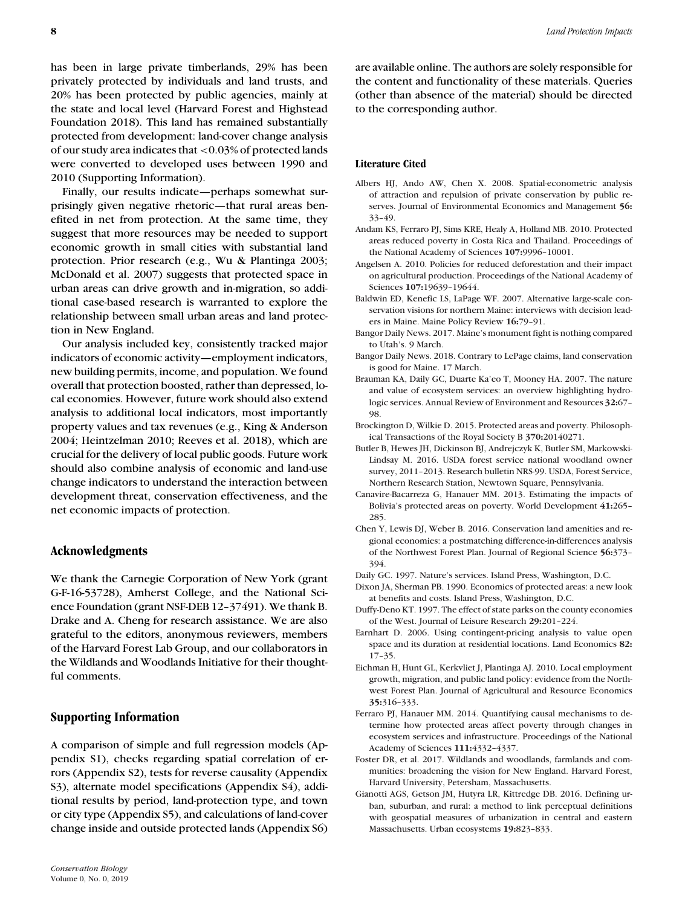has been in large private timberlands, 29% has been privately protected by individuals and land trusts, and 20% has been protected by public agencies, mainly at the state and local level (Harvard Forest and Highstead Foundation 2018). This land has remained substantially protected from development: land-cover change analysis of our study area indicates that <0.03% of protected lands were converted to developed uses between 1990 and 2010 (Supporting Information).

Finally, our results indicate—perhaps somewhat surprisingly given negative rhetoric—that rural areas benefited in net from protection. At the same time, they suggest that more resources may be needed to support economic growth in small cities with substantial land protection. Prior research (e.g., Wu & Plantinga 2003; McDonald et al. 2007) suggests that protected space in urban areas can drive growth and in-migration, so additional case-based research is warranted to explore the relationship between small urban areas and land protection in New England.

Our analysis included key, consistently tracked major indicators of economic activity—employment indicators, new building permits, income, and population. We found overall that protection boosted, rather than depressed, local economies. However, future work should also extend analysis to additional local indicators, most importantly property values and tax revenues (e.g., King & Anderson 2004; Heintzelman 2010; Reeves et al. 2018), which are crucial for the delivery of local public goods. Future work should also combine analysis of economic and land-use change indicators to understand the interaction between development threat, conservation effectiveness, and the net economic impacts of protection.

## Acknowledgments

We thank the Carnegie Corporation of New York (grant G-F-16-53728), Amherst College, and the National Science Foundation (grant NSF-DEB 12–37491). We thank B. Drake and A. Cheng for research assistance. We are also grateful to the editors, anonymous reviewers, members of the Harvard Forest Lab Group, and our collaborators in the Wildlands and Woodlands Initiative for their thoughtful comments.

## Supporting Information

A comparison of simple and full regression models (Appendix S1), checks regarding spatial correlation of errors (Appendix S2), tests for reverse causality (Appendix S3), alternate model specifications (Appendix S4), additional results by period, land-protection type, and town or city type (Appendix S5), and calculations of land-cover change inside and outside protected lands (Appendix S6) are available online. The authors are solely responsible for the content and functionality of these materials. Queries (other than absence of the material) should be directed to the corresponding author.

### Literature Cited

Albers HJ, Ando AW, Chen X. 2008. Spatial-econometric analysis of attraction and repulsion of private conservation by public reserves. Journal of Environmental Economics and Management **56:** 33–49.

Andam KS, Ferraro PJ, Sims KRE, Healy A, Holland MB. 2010. Protected areas reduced poverty in Costa Rica and Thailand. Proceedings of the National Academy of Sciences **107:**9996–10001.

Angelsen A. 2010. Policies for reduced deforestation and their impact on agricultural production. Proceedings of the National Academy of Sciences **107:**19639–19644.

Baldwin ED, Kenefic LS, LaPage WF. 2007. Alternative large-scale conservation visions for northern Maine: interviews with decision leaders in Maine. Maine Policy Review **16:**79–91.

Bangor Daily News. 2017. Maine's monument fight is nothing compared to Utah's. 9 March.

Bangor Daily News. 2018. Contrary to LePage claims, land conservation is good for Maine. 17 March.

Brauman KA, Daily GC, Duarte Ka'eo T, Mooney HA. 2007. The nature and value of ecosystem services: an overview highlighting hydrologic services. Annual Review of Environment and Resources **32:**67–98.

Brockington D, Wilkie D. 2015. Protected areas and poverty. Philosophical Transactions of the Royal Society B **370:**20140271.

Butler B, Hewes JH, Dickinson BJ, Andrejczyk K, Butler SM, Markowski-Lindsay M. 2016. USDA forest service national woodland owner survey, 2011–2013. Research bulletin NRS-99. USDA, Forest Service, Northern Research Station, Newtown Square, Pennsylvania.

Canavire-Bacarreza G, Hanauer MM. 2013. Estimating the impacts of Bolivia's protected areas on poverty. World Development **41:**265–285.

Chen Y, Lewis DJ, Weber B. 2016. Conservation land amenities and regional economies: a postmatching difference-in-differences analysis of the Northwest Forest Plan. Journal of Regional Science **56:**373–394.

Daily GC. 1997. Nature's services. Island Press, Washington, D.C.

Dixon JA, Sherman PB. 1990. Economics of protected areas: a new look at benefits and costs. Island Press, Washington, D.C.

Duffy-Deno KT. 1997. The effect of state parks on the county economies of the West. Journal of Leisure Research **29:**201–224.

Earnhart D. 2006. Using contingent-pricing analysis to value open space and its duration at residential locations. Land Economics **82:** 17–35.

Eichman H, Hunt GL, Kerkvliet J, Plantinga AJ. 2010. Local employment growth, migration, and public land policy: evidence from the Northwest Forest Plan. Journal of Agricultural and Resource Economics **35:**316–333.

Ferraro PJ, Hanauer MM. 2014. Quantifying causal mechanisms to determine how protected areas affect poverty through changes in ecosystem services and infrastructure. Proceedings of the National Academy of Sciences **111:**4332–4337.

Foster DR, et al. 2017. Wildlands and woodlands, farmlands and communities: broadening the vision for New England. Harvard Forest, Harvard University, Petersham, Massachusetts.

Gianotti AGS, Getson JM, Hutyra LR, Kittredge DB. 2016. Defining urban, suburban, and rural: a method to link perceptual definitions with geospatial measures of urbanization in central and eastern Massachusetts. Urban ecosystems **19:**823–833.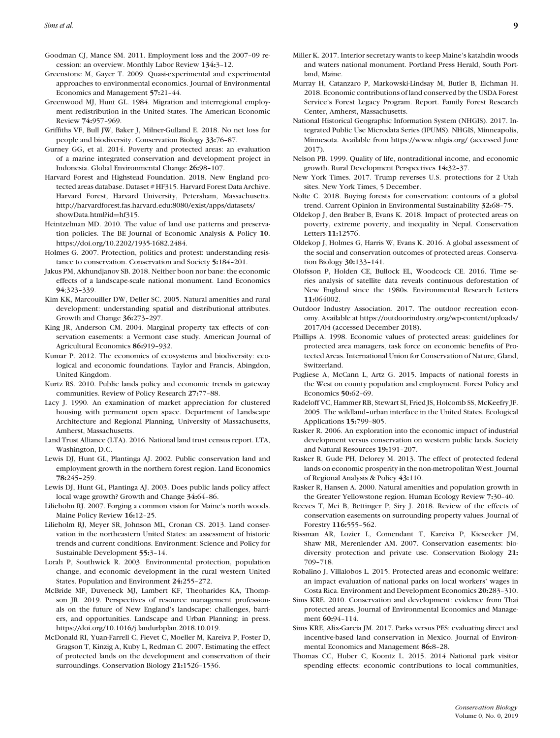Goodman CJ, Mance SM. 2011. Employment loss and the 2007–09 recession: an overview. Monthly Labor Review **134:**3–12.

Greenstone M, Gayer T. 2009. Quasi-experimental and experimental approaches to environmental economics. Journal of Environmental Economics and Management **57:**21–44.

Greenwood MJ, Hunt GL. 1984. Migration and interregional employment redistribution in the United States. The American Economic Review **74:**957–969.

Griffiths VF, Bull JW, Baker J, Milner-Gulland E. 2018. No net loss for people and biodiversity. Conservation Biology **33:**76–87.

Gurney GG, et al. 2014. Poverty and protected areas: an evaluation of a marine integrated conservation and development project in Indonesia. Global Environmental Change **26:**98–107.

Harvard Forest and Highstead Foundation. 2018. New England protected areas database. Dataset # HF315. Harvard Forest Data Archive. Harvard Forest, Harvard University, Petersham, Massachusetts. http://harvardforest.fas.harvard.edu:8080/exist/apps/datasets/showData.html?id=hf315.

Heintzelman MD. 2010. The value of land use patterns and preservation policies. The BE Journal of Economic Analysis & Policy **10**. https://doi.org/10.2202/1935-1682.2484.

Holmes G. 2007. Protection, politics and protest: understanding resistance to conservation. Conservation and Society **5:**184–201.

Jakus PM, Akhundjanov SB. 2018. Neither boon nor bane: the economic effects of a landscape-scale national monument. Land Economics **94**;323–339.

Kim KK, Marcouiller DW, Deller SC. 2005. Natural amenities and rural development: understanding spatial and distributional attributes. Growth and Change **36:**273–297.

King JR, Anderson CM. 2004. Marginal property tax effects of conservation easements: a Vermont case study. American Journal of Agricultural Economics **86:**919–932.

Kumar P. 2012. The economics of ecosystems and biodiversity: ecological and economic foundations. Taylor and Francis, Abingdon, United Kingdom.

Kurtz RS. 2010. Public lands policy and economic trends in gateway communities. Review of Policy Research **27:**77–88.

Lacy J. 1990. An examination of market appreciation for clustered housing with permanent open space. Department of Landscape Architecture and Regional Planning, University of Massachusetts, Amherst, Massachusetts.

Land Trust Alliance (LTA). 2016. National land trust census report. LTA, Washington, D.C.

Lewis DJ, Hunt GL, Plantinga AJ. 2002. Public conservation land and employment growth in the northern forest region. Land Economics **78:**245–259.

Lewis DJ, Hunt GL, Plantinga AJ. 2003. Does public lands policy affect local wage growth? Growth and Change **34:**64–86.

Lilieholm RJ. 2007. Forging a common vision for Maine's north woods. Maine Policy Review **16:**12–25.

Lilieholm RJ, Meyer SR, Johnson ML, Cronan CS. 2013. Land conservation in the northeastern United States: an assessment of historic trends and current conditions. Environment: Science and Policy for Sustainable Development **55:**3–14.

Lorah P, Southwick R. 2003. Environmental protection, population change, and economic development in the rural western United States. Population and Environment **24:**255–272.

McBride MF, Duveneck MJ, Lambert KF, Theoharides KA, Thompson JR. 2019. Perspectives of resource management professionals on the future of New England's landscape: challenges, barriers, and opportunities. Landscape and Urban Planning: in press. https://doi.org/10.1016/j.landurbplan.2018.10.019.

McDonald RI, Yuan-Farrell C, Fievet C, Moeller M, Kareiva P, Foster D, Gragson T, Kinzig A, Kuby L, Redman C. 2007. Estimating the effect of protected lands on the development and conservation of their surroundings. Conservation Biology **21:**1526–1536.

Miller K. 2017. Interior secretary wants to keep Maine's katahdin woods and waters national monument. Portland Press Herald, South Portland, Maine.

Murray H, Catanzaro P, Markowski-Lindsay M, Butler B, Eichman H. 2018. Economic contributions of land conserved by the USDA Forest Service's Forest Legacy Program. Report. Family Forest Research Center, Amherst, Massachusetts.

National Historical Geographic Information System (NHGIS). 2017. Integrated Public Use Microdata Series (IPUMS). NHGIS, Minneapolis, Minnesota. Available from https://www.nhgis.org/ (accessed June 2017).

Nelson PB. 1999. Quality of life, nontraditional income, and economic growth. Rural Development Perspectives **14:**32–37.

New York Times. 2017. Trump reverses U.S. protections for 2 Utah sites. New York Times, 5 December.

Nolte C. 2018. Buying forests for conservation: contours of a global trend. Current Opinion in Environmental Sustainability **32:**68–75.

Oldekop J, den Braber B, Evans K. 2018. Impact of protected areas on poverty, extreme poverty, and inequality in Nepal. Conservation Letters **11:**12576.

Oldekop J, Holmes G, Harris W, Evans K. 2016. A global assessment of the social and conservation outcomes of protected areas. Conservation Biology **30:**133–141.

Olofsson P, Holden CE, Bullock EL, Woodcock CE. 2016. Time series analysis of satellite data reveals continuous deforestation of New England since the 1980s. Environmental Research Letters **11:**064002.

Outdoor Industry Association. 2017. The outdoor recreation economy. Available at https://outdoorindustry.org/wp-content/uploads/2017/04 (accessed December 2018).

Phillips A. 1998. Economic values of protected areas: guidelines for protected area managers, task force on economic benefits of Protected Areas. International Union for Conservation of Nature, Gland, Switzerland.

Pugliese A, McCann L, Artz G. 2015. Impacts of national forests in the West on county population and employment. Forest Policy and Economics **50:**62–69.

Radeloff VC, Hammer RB, Stewart SI, Fried JS, Holcomb SS, McKeefry JF. 2005. The wildland–urban interface in the United States. Ecological Applications **15:**799–805.

Rasker R. 2006. An exploration into the economic impact of industrial development versus conservation on western public lands. Society and Natural Resources **19:**191–207.

Rasker R, Gude PH, Delorey M. 2013. The effect of protected federal lands on economic prosperity in the non-metropolitan West. Journal of Regional Analysis & Policy **43:**110.

Rasker R, Hansen A. 2000. Natural amenities and population growth in the Greater Yellowstone region. Human Ecology Review **7:**30–40.

Reeves T, Mei B, Bettinger P, Siry J. 2018. Review of the effects of conservation easements on surrounding property values. Journal of Forestry **116:**555–562.

Rissman AR, Lozier L, Comendant T, Kareiva P, Kiesecker JM, Shaw MR, Merenlender AM. 2007. Conservation easements: biodiversity protection and private use. Conservation Biology **21:** 709–718.

Robalino J, Villalobos L. 2015. Protected areas and economic welfare: an impact evaluation of national parks on local workers' wages in Costa Rica. Environment and Development Economics **20:**283–310.

Sims KRE. 2010. Conservation and development: evidence from Thai protected areas. Journal of Environmental Economics and Management **60:**94–114.

Sims KRE, Alix-Garcia JM. 2017. Parks versus PES: evaluating direct and incentive-based land conservation in Mexico. Journal of Environmental Economics and Management **86:**8–28.

Thomas CC, Huber C, Koontz L. 2015. 2014 National park visitor spending effects: economic contributions to local communities,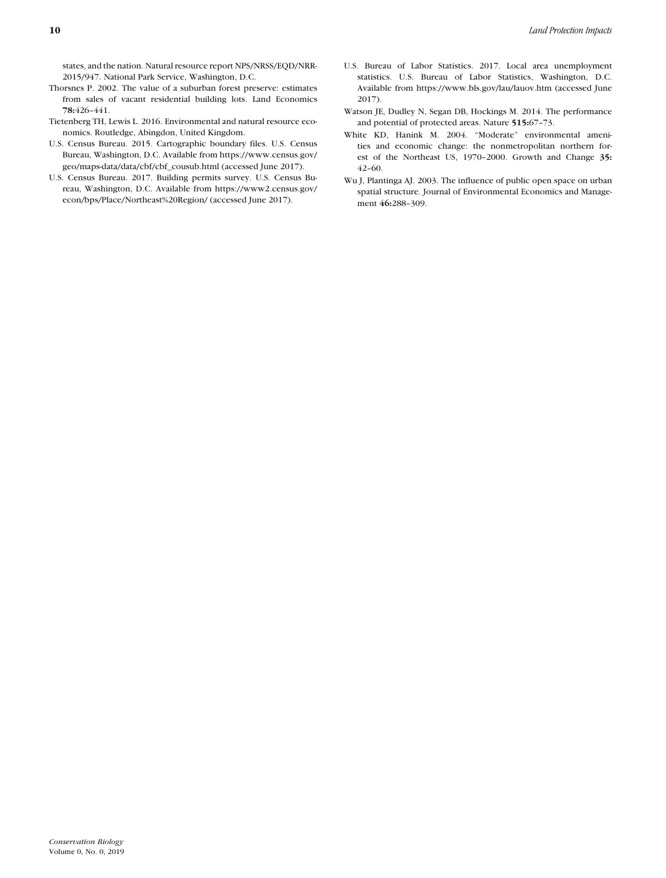states, and the nation. Natural resource report NPS/NRSS/EQD/NRR-2015/947. National Park Service, Washington, D.C.

Thorsnes P. 2002. The value of a suburban forest preserve: estimates from sales of vacant residential building lots. Land Economics **78:**426–441.

Tietenberg TH, Lewis L. 2016. Environmental and natural resource economics. Routledge, Abingdon, United Kingdom.

U.S. Census Bureau. 2015. Cartographic boundary files. U.S. Census Bureau, Washington, D.C. Available from https://www.census.gov/geo/maps-data/data/cbf/cbf_cousub.html (accessed June 2017).

U.S. Census Bureau. 2017. Building permits survey. U.S. Census Bureau, Washington, D.C. Available from https://www2.census.gov/econ/bps/Place/Northeast%20Region/ (accessed June 2017).

U.S. Bureau of Labor Statistics. 2017. Local area unemployment statistics. U.S. Bureau of Labor Statistics, Washington, D.C. Available from https://www.bls.gov/lau/lauov.htm (accessed June 2017).

Watson JE, Dudley N, Segan DB, Hockings M. 2014. The performance and potential of protected areas. Nature **515:**67–73.

White KD, Hanink M. 2004. "Moderate" environmental amenities and economic change: the nonmetropolitan northern forest of the Northeast US, 1970–2000. Growth and Change **35:** 42–60.

Wu J, Plantinga AJ. 2003. The influence of public open space on urban spatial structure. Journal of Environmental Economics and Management **46:**288–309.